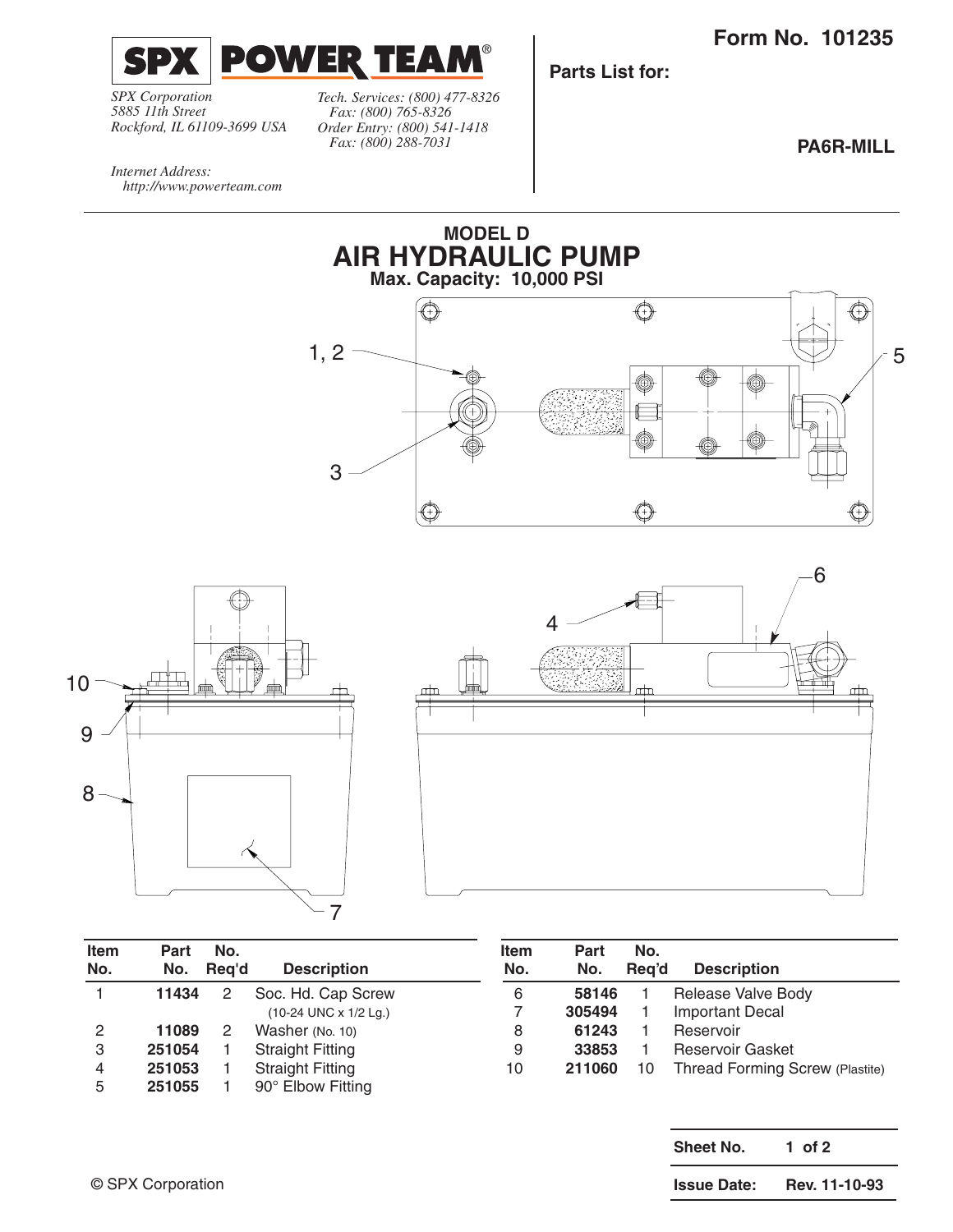**Form No. 101235**

**SPX | POWER TEAM®**

*SPX Corporation*
*5885 11th Street*
*Rockford, IL 61109-3699 USA*

*Tech. Services: (800) 477-8326*
*Fax: (800) 765-8326*
*Order Entry: (800) 541-1418*
*Fax: (800) 288-7031*

*Internet Address:*
*http://www.powerteam.com*

**Parts List for:**

**PA6R-MILL**

## MODEL D
# AIR HYDRAULIC PUMP
**Max. Capacity: 10,000 PSI**

| Item No. | Part No. | No. Req'd | Description |
|---|---|---|---|
| 1 | **11434** | 2 | Soc. Hd. Cap Screw (10-24 UNC x 1/2 Lg.) |
| 2 | **11089** | 2 | Washer (No. 10) |
| 3 | **251054** | 1 | Straight Fitting |
| 4 | **251053** | 1 | Straight Fitting |
| 5 | **251055** | 1 | 90° Elbow Fitting |
| 6 | **58146** | 1 | Release Valve Body |
| 7 | **305494** | 1 | Important Decal |
| 8 | **61243** | 1 | Reservoir |
| 9 | **33853** | 1 | Reservoir Gasket |
| 10 | **211060** | 10 | Thread Forming Screw (Plastite) |

| **Sheet No.** | **1 of 2** |
|---|---|
| **Issue Date:** | **Rev. 11-10-93** |

© SPX Corporation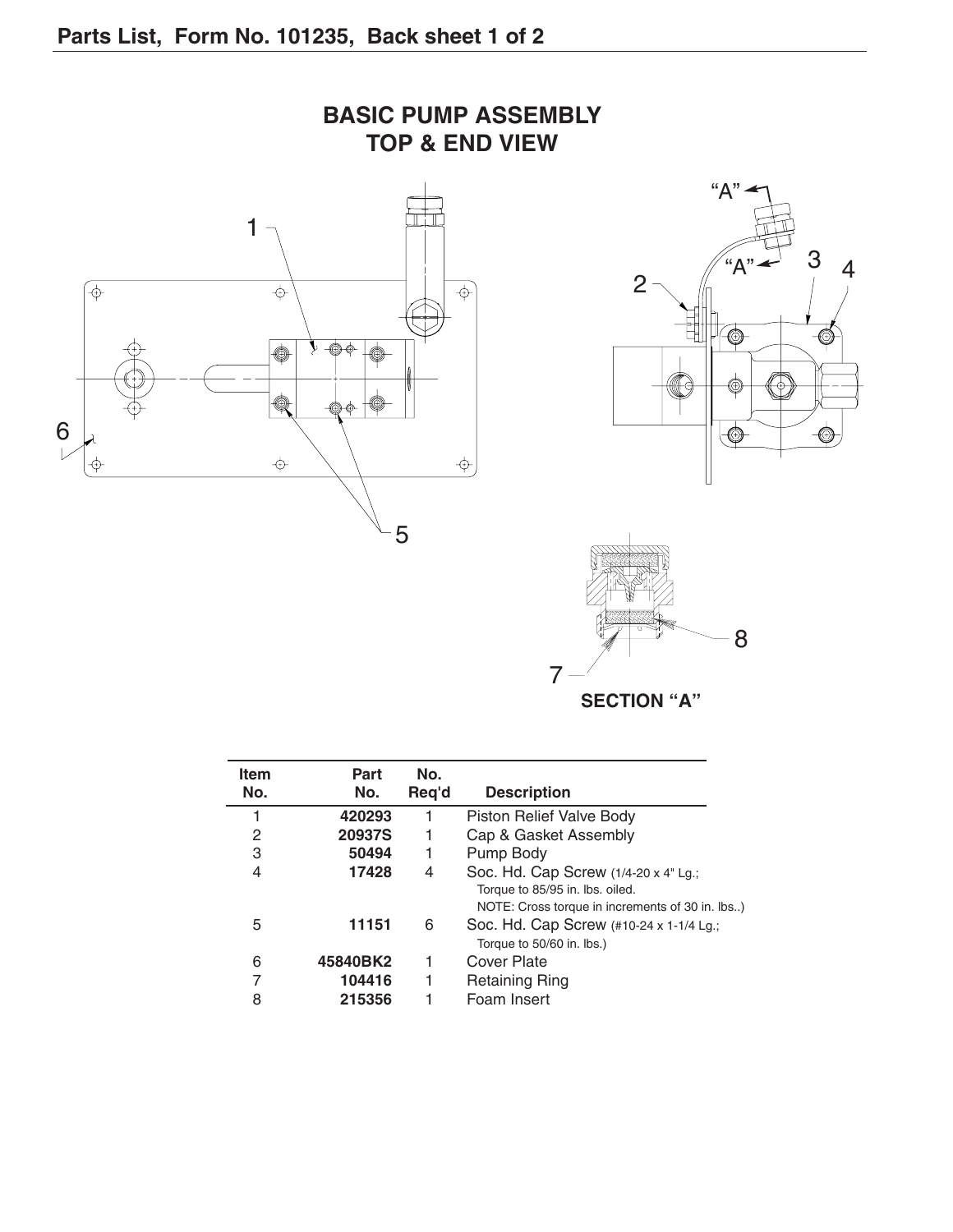## Parts List, Form No. 101235, Back sheet 1 of 2

# BASIC PUMP ASSEMBLY TOP & END VIEW

SECTION "A"

| Item No. | Part No. | No. Req'd | Description |
|---|---|---|---|
| 1 | **420293** | 1 | Piston Relief Valve Body |
| 2 | **20937S** | 1 | Cap & Gasket Assembly |
| 3 | **50494** | 1 | Pump Body |
| 4 | **17428** | 4 | Soc. Hd. Cap Screw (1/4-20 x 4" Lg.; Torque to 85/95 in. lbs. oiled. NOTE: Cross torque in increments of 30 in. lbs..) |
| 5 | **11151** | 6 | Soc. Hd. Cap Screw (#10-24 x 1-1/4 Lg.; Torque to 50/60 in. lbs.) |
| 6 | **45840BK2** | 1 | Cover Plate |
| 7 | **104416** | 1 | Retaining Ring |
| 8 | **215356** | 1 | Foam Insert |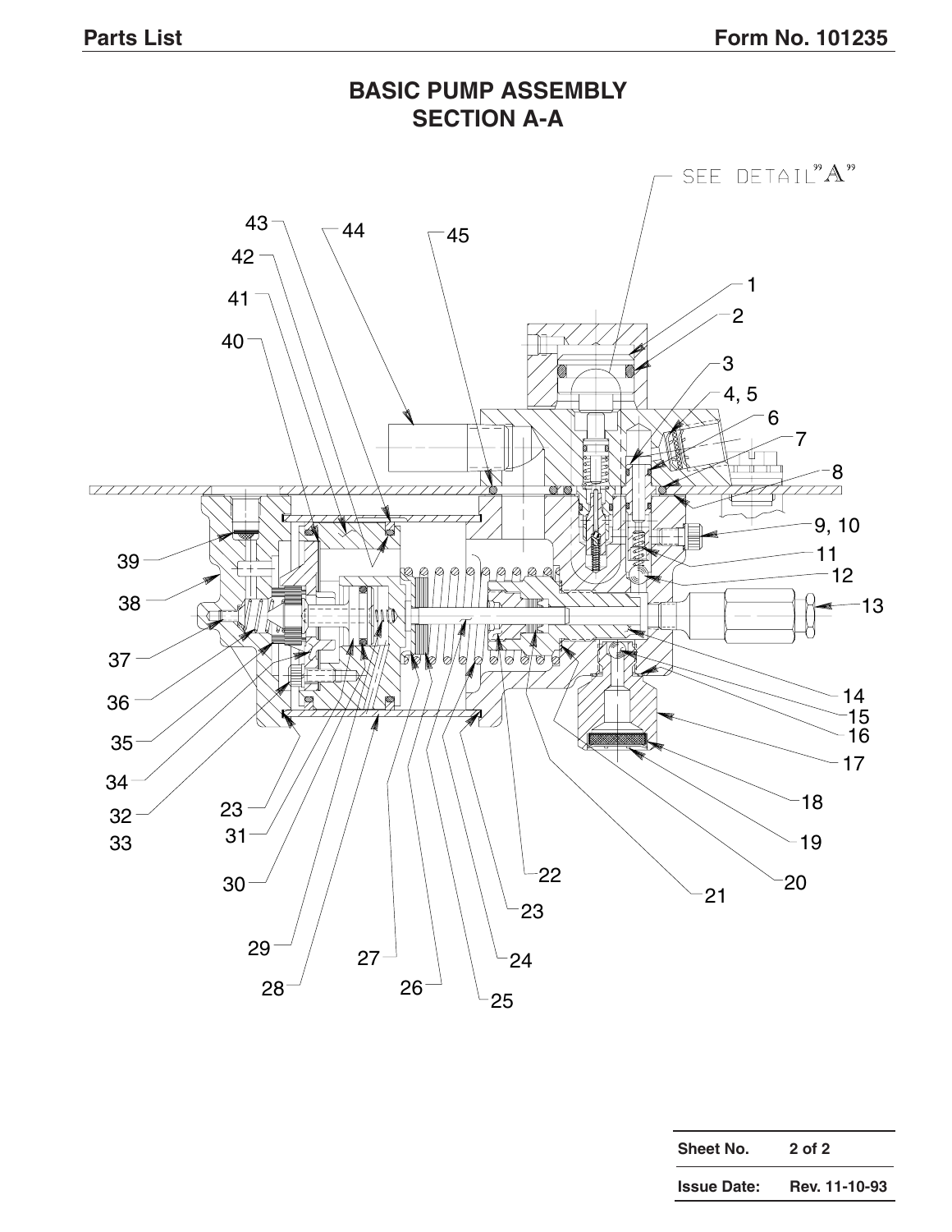# BASIC PUMP ASSEMBLY
## SECTION A-A

SEE DETAIL "A"

1, 2, 3, 4, 5, 6, 7, 8, 9, 10, 11, 12, 13, 14, 15, 16, 17, 18, 19, 20, 21, 22, 23, 24, 25, 26, 27, 28, 29, 30, 31, 23, 32, 33, 34, 35, 36, 37, 38, 39, 40, 41, 42, 43, 44, 45

| Sheet No. | 2 of 2 |
|---|---|
| Issue Date: | Rev. 11-10-93 |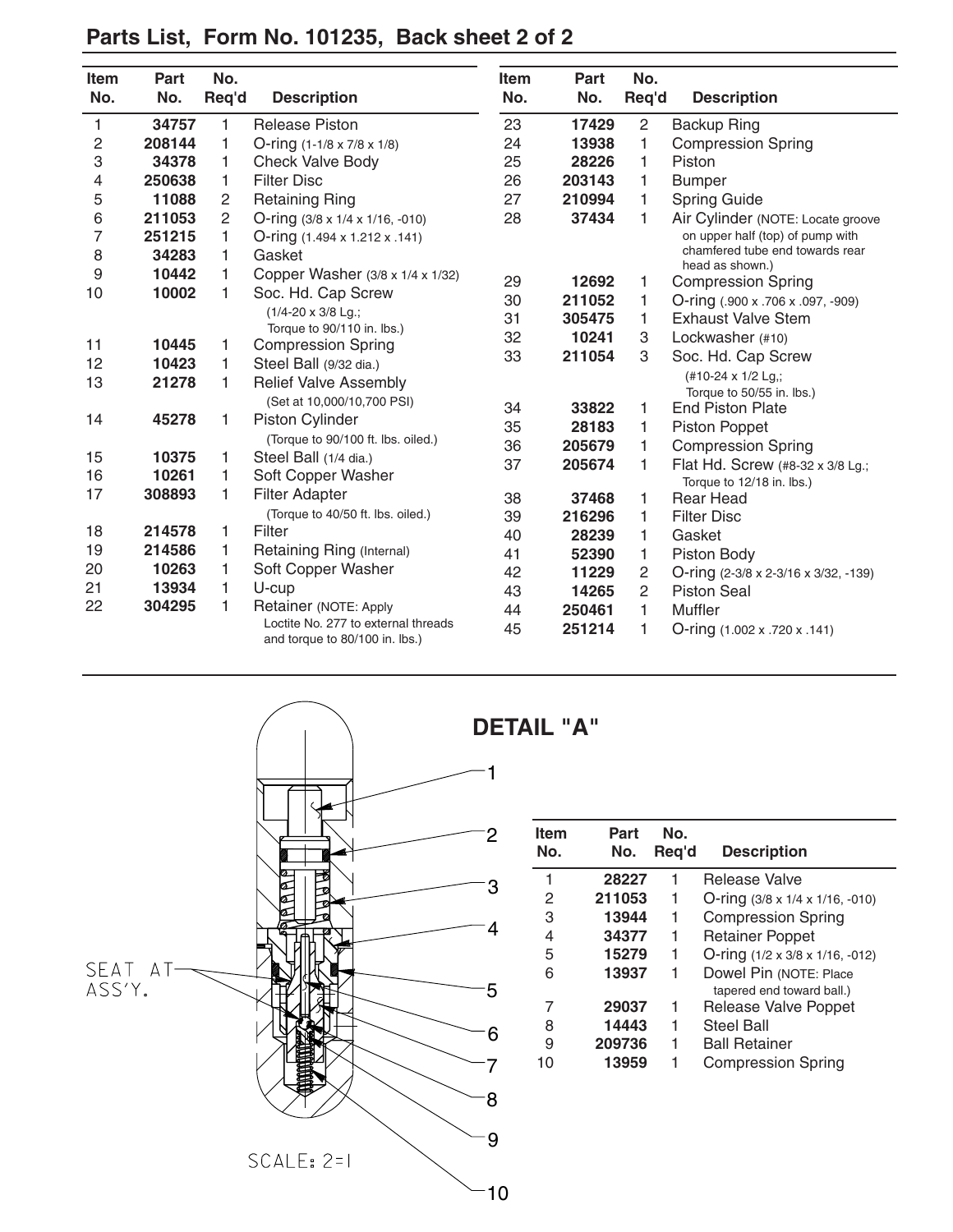## Parts List, Form No. 101235, Back sheet 2 of 2

| Item No. | Part No. | No. Req'd | Description |
|---|---|---|---|
| 1 | 34757 | 1 | Release Piston |
| 2 | 208144 | 1 | O-ring (1-1/8 x 7/8 x 1/8) |
| 3 | 34378 | 1 | Check Valve Body |
| 4 | 250638 | 1 | Filter Disc |
| 5 | 11088 | 2 | Retaining Ring |
| 6 | 211053 | 2 | O-ring (3/8 x 1/4 x 1/16, -010) |
| 7 | 251215 | 1 | O-ring (1.494 x 1.212 x .141) |
| 8 | 34283 | 1 | Gasket |
| 9 | 10442 | 1 | Copper Washer (3/8 x 1/4 x 1/32) |
| 10 | 10002 | 1 | Soc. Hd. Cap Screw (1/4-20 x 3/8 Lg.; Torque to 90/110 in. lbs.) |
| 11 | 10445 | 1 | Compression Spring |
| 12 | 10423 | 1 | Steel Ball (9/32 dia.) |
| 13 | 21278 | 1 | Relief Valve Assembly (Set at 10,000/10,700 PSI) |
| 14 | 45278 | 1 | Piston Cylinder (Torque to 90/100 ft. lbs. oiled.) |
| 15 | 10375 | 1 | Steel Ball (1/4 dia.) |
| 16 | 10261 | 1 | Soft Copper Washer |
| 17 | 308893 | 1 | Filter Adapter (Torque to 40/50 ft. lbs. oiled.) |
| 18 | 214578 | 1 | Filter |
| 19 | 214586 | 1 | Retaining Ring (Internal) |
| 20 | 10263 | 1 | Soft Copper Washer |
| 21 | 13934 | 1 | U-cup |
| 22 | 304295 | 1 | Retainer (NOTE: Apply Loctite No. 277 to external threads and torque to 80/100 in. lbs.) |
| 23 | 17429 | 2 | Backup Ring |
| 24 | 13938 | 1 | Compression Spring |
| 25 | 28226 | 1 | Piston |
| 26 | 203143 | 1 | Bumper |
| 27 | 210994 | 1 | Spring Guide |
| 28 | 37434 | 1 | Air Cylinder (NOTE: Locate groove on upper half (top) of pump with chamfered tube end towards rear head as shown.) |
| 29 | 12692 | 1 | Compression Spring |
| 30 | 211052 | 1 | O-ring (.900 x .706 x .097, -909) |
| 31 | 305475 | 1 | Exhaust Valve Stem |
| 32 | 10241 | 3 | Lockwasher (#10) |
| 33 | 211054 | 3 | Soc. Hd. Cap Screw (#10-24 x 1/2 Lg.; Torque to 50/55 in. lbs.) |
| 34 | 33822 | 1 | End Piston Plate |
| 35 | 28183 | 1 | Piston Poppet |
| 36 | 205679 | 1 | Compression Spring |
| 37 | 205674 | 1 | Flat Hd. Screw (#8-32 x 3/8 Lg.; Torque to 12/18 in. lbs.) |
| 38 | 37468 | 1 | Rear Head |
| 39 | 216296 | 1 | Filter Disc |
| 40 | 28239 | 1 | Gasket |
| 41 | 52390 | 1 | Piston Body |
| 42 | 11229 | 2 | O-ring (2-3/8 x 2-3/16 x 3/32, -139) |
| 43 | 14265 | 2 | Piston Seal |
| 44 | 250461 | 1 | Muffler |
| 45 | 251214 | 1 | O-ring (1.002 x .720 x .141) |

## DETAIL "A"

SEAT AT ASS'Y.

SCALE: 2=1

1
2
3
4
5
6
7
8
9
10

| Item No. | Part No. | No. Req'd | Description |
|---|---|---|---|
| 1 | 28227 | 1 | Release Valve |
| 2 | 211053 | 1 | O-ring (3/8 x 1/4 x 1/16, -010) |
| 3 | 13944 | 1 | Compression Spring |
| 4 | 34377 | 1 | Retainer Poppet |
| 5 | 15279 | 1 | O-ring (1/2 x 3/8 x 1/16, -012) |
| 6 | 13937 | 1 | Dowel Pin (NOTE: Place tapered end toward ball.) |
| 7 | 29037 | 1 | Release Valve Poppet |
| 8 | 14443 | 1 | Steel Ball |
| 9 | 209736 | 1 | Ball Retainer |
| 10 | 13959 | 1 | Compression Spring |